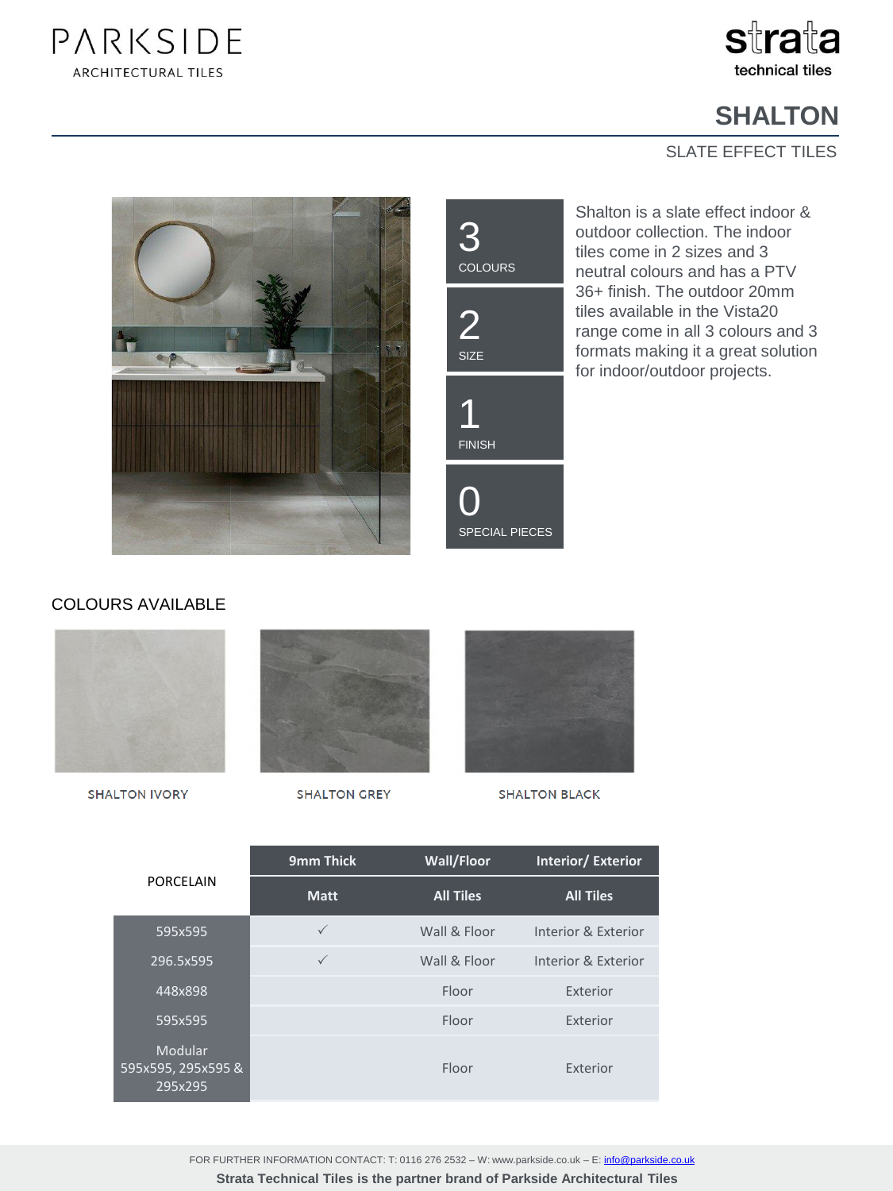PARKSIDE
ARCHITECTURAL TILES

strata
technical tiles

# SHALTON

SLATE EFFECT TILES

3
COLOURS

2
SIZE

1
FINISH

0
SPECIAL PIECES

Shalton is a slate effect indoor & outdoor collection. The indoor tiles come in 2 sizes and 3 neutral colours and has a PTV 36+ finish. The outdoor 20mm tiles available in the Vista20 range come in all 3 colours and 3 formats making it a great solution for indoor/outdoor projects.

## COLOURS AVAILABLE

SHALTON IVORY

SHALTON GREY

SHALTON BLACK

| PORCELAIN | 9mm Thick | Wall/Floor | Interior/ Exterior |
|---|---|---|---|
| | Matt | All Tiles | All Tiles |
| 595x595 | ✓ | Wall & Floor | Interior & Exterior |
| 296.5x595 | ✓ | Wall & Floor | Interior & Exterior |
| 448x898 | | Floor | Exterior |
| 595x595 | | Floor | Exterior |
| Modular 595x595, 295x595 & 295x295 | | Floor | Exterior |

FOR FURTHER INFORMATION CONTACT: T: 0116 276 2532 – W: www.parkside.co.uk – E: info@parkside.co.uk

**Strata Technical Tiles is the partner brand of Parkside Architectural Tiles**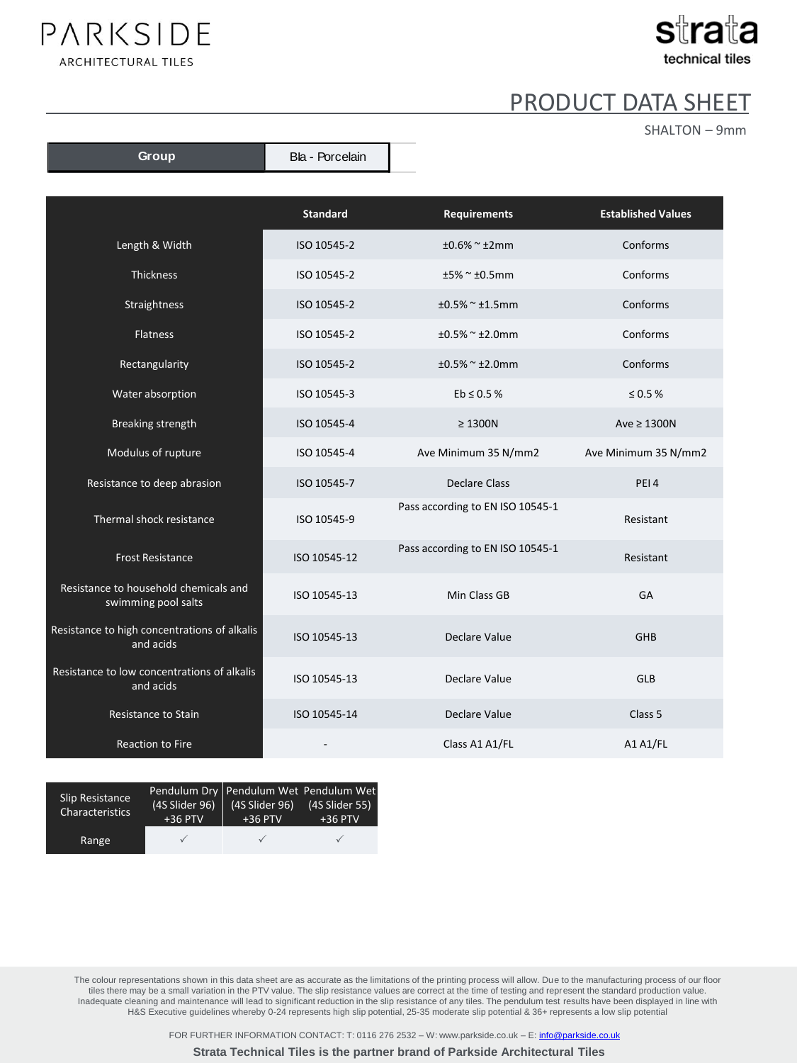PARKSIDE
ARCHITECTURAL TILES

strata
technical tiles

# PRODUCT DATA SHEET

SHALTON – 9mm

| Group | BIa - Porcelain |
|---|---|

| | Standard | Requirements | Established Values |
|---|---|---|---|
| Length & Width | ISO 10545-2 | ±0.6% ~ ±2mm | Conforms |
| Thickness | ISO 10545-2 | ±5% ~ ±0.5mm | Conforms |
| Straightness | ISO 10545-2 | ±0.5% ~ ±1.5mm | Conforms |
| Flatness | ISO 10545-2 | ±0.5% ~ ±2.0mm | Conforms |
| Rectangularity | ISO 10545-2 | ±0.5% ~ ±2.0mm | Conforms |
| Water absorption | ISO 10545-3 | Eb ≤ 0.5 % | ≤ 0.5 % |
| Breaking strength | ISO 10545-4 | ≥ 1300N | Ave ≥ 1300N |
| Modulus of rupture | ISO 10545-4 | Ave Minimum 35 N/mm2 | Ave Minimum 35 N/mm2 |
| Resistance to deep abrasion | ISO 10545-7 | Declare Class | PEI 4 |
| Thermal shock resistance | ISO 10545-9 | Pass according to EN ISO 10545-1 | Resistant |
| Frost Resistance | ISO 10545-12 | Pass according to EN ISO 10545-1 | Resistant |
| Resistance to household chemicals and swimming pool salts | ISO 10545-13 | Min Class GB | GA |
| Resistance to high concentrations of alkalis and acids | ISO 10545-13 | Declare Value | GHB |
| Resistance to low concentrations of alkalis and acids | ISO 10545-13 | Declare Value | GLB |
| Resistance to Stain | ISO 10545-14 | Declare Value | Class 5 |
| Reaction to Fire | - | Class A1 A1/FL | A1 A1/FL |

| Slip Resistance Characteristics | Pendulum Dry (4S Slider 96) +36 PTV | Pendulum Wet (4S Slider 96) +36 PTV | Pendulum Wet (4S Slider 55) +36 PTV |
|---|---|---|---|
| Range | ✓ | ✓ | ✓ |

The colour representations shown in this data sheet are as accurate as the limitations of the printing process will allow. Due to the manufacturing process of our floor tiles there may be a small variation in the PTV value. The slip resistance values are correct at the time of testing and represent the standard production value. Inadequate cleaning and maintenance will lead to significant reduction in the slip resistance of any tiles. The pendulum test results have been displayed in line with H&S Executive guidelines whereby 0-24 represents high slip potential, 25-35 moderate slip potential & 36+ represents a low slip potential

FOR FURTHER INFORMATION CONTACT: T: 0116 276 2532 – W: www.parkside.co.uk – E: info@parkside.co.uk

**Strata Technical Tiles is the partner brand of Parkside Architectural Tiles**